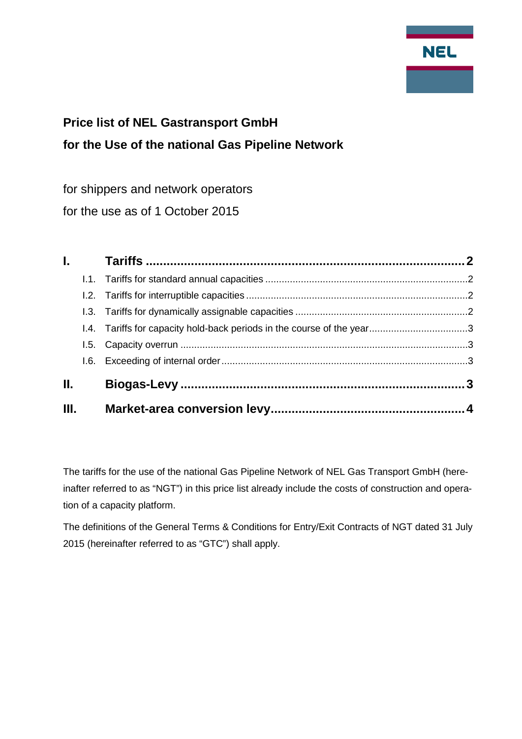NEL

# Price list of NEL Gastransport GmbH
# for the Use of the national Gas Pipeline Network

for shippers and network operators

for the use as of 1 October 2015

**I. Tariffs** ........................................................................ **2**

- I.1. Tariffs for standard annual capacities ........................................ 2
- I.2. Tariffs for interruptible capacities ........................................ 2
- I.3. Tariffs for dynamically assignable capacities ........................................ 2
- I.4. Tariffs for capacity hold-back periods in the course of the year ........................................ 3
- I.5. Capacity overrun ........................................ 3
- I.6. Exceeding of internal order ........................................ 3

**II. Biogas-Levy** ........................................................................ **3**

**III. Market-area conversion levy** ........................................................................ **4**

The tariffs for the use of the national Gas Pipeline Network of NEL Gas Transport GmbH (hereinafter referred to as "NGT") in this price list already include the costs of construction and operation of a capacity platform.

The definitions of the General Terms & Conditions for Entry/Exit Contracts of NGT dated 31 July 2015 (hereinafter referred to as "GTC") shall apply.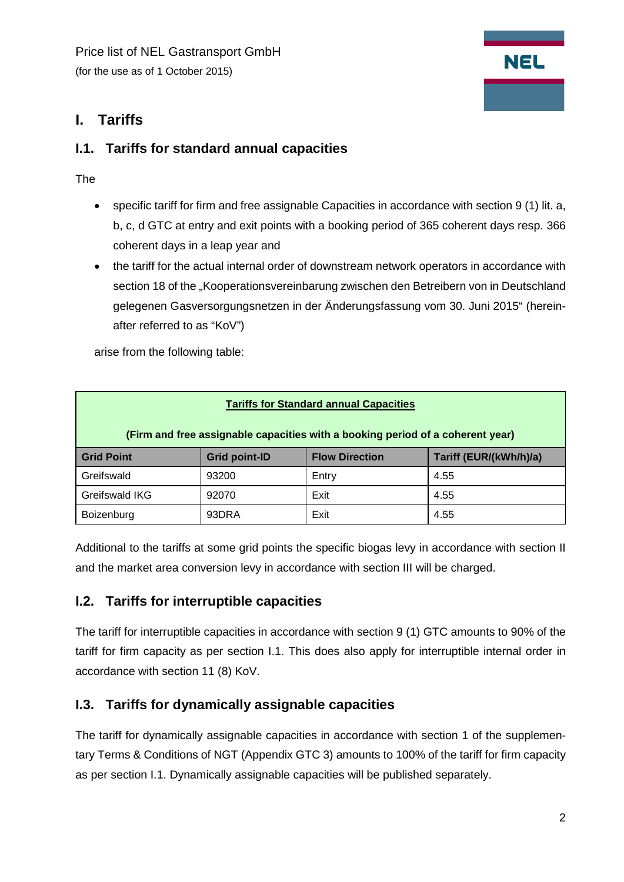Price list of NEL Gastransport GmbH
(for the use as of 1 October 2015)

# I. Tariffs

## I.1. Tariffs for standard annual capacities

The

- specific tariff for firm and free assignable Capacities in accordance with section 9 (1) lit. a, b, c, d GTC at entry and exit points with a booking period of 365 coherent days resp. 366 coherent days in a leap year and
- the tariff for the actual internal order of downstream network operators in accordance with section 18 of the „Kooperationsvereinbarung zwischen den Betreibern von in Deutschland gelegenen Gasversorgungsnetzen in der Änderungsfassung vom 30. Juni 2015" (hereinafter referred to as "KoV")

arise from the following table:

| **Tariffs for Standard annual Capacities** (Firm and free assignable capacities with a booking period of a coherent year) | | | |
|---|---|---|---|
| **Grid Point** | **Grid point-ID** | **Flow Direction** | **Tariff (EUR/(kWh/h)/a)** |
| Greifswald | 93200 | Entry | 4.55 |
| Greifswald IKG | 92070 | Exit | 4.55 |
| Boizenburg | 93DRA | Exit | 4.55 |

Additional to the tariffs at some grid points the specific biogas levy in accordance with section II and the market area conversion levy in accordance with section III will be charged.

## I.2. Tariffs for interruptible capacities

The tariff for interruptible capacities in accordance with section 9 (1) GTC amounts to 90% of the tariff for firm capacity as per section I.1. This does also apply for interruptible internal order in accordance with section 11 (8) KoV.

## I.3. Tariffs for dynamically assignable capacities

The tariff for dynamically assignable capacities in accordance with section 1 of the supplementary Terms & Conditions of NGT (Appendix GTC 3) amounts to 100% of the tariff for firm capacity as per section I.1. Dynamically assignable capacities will be published separately.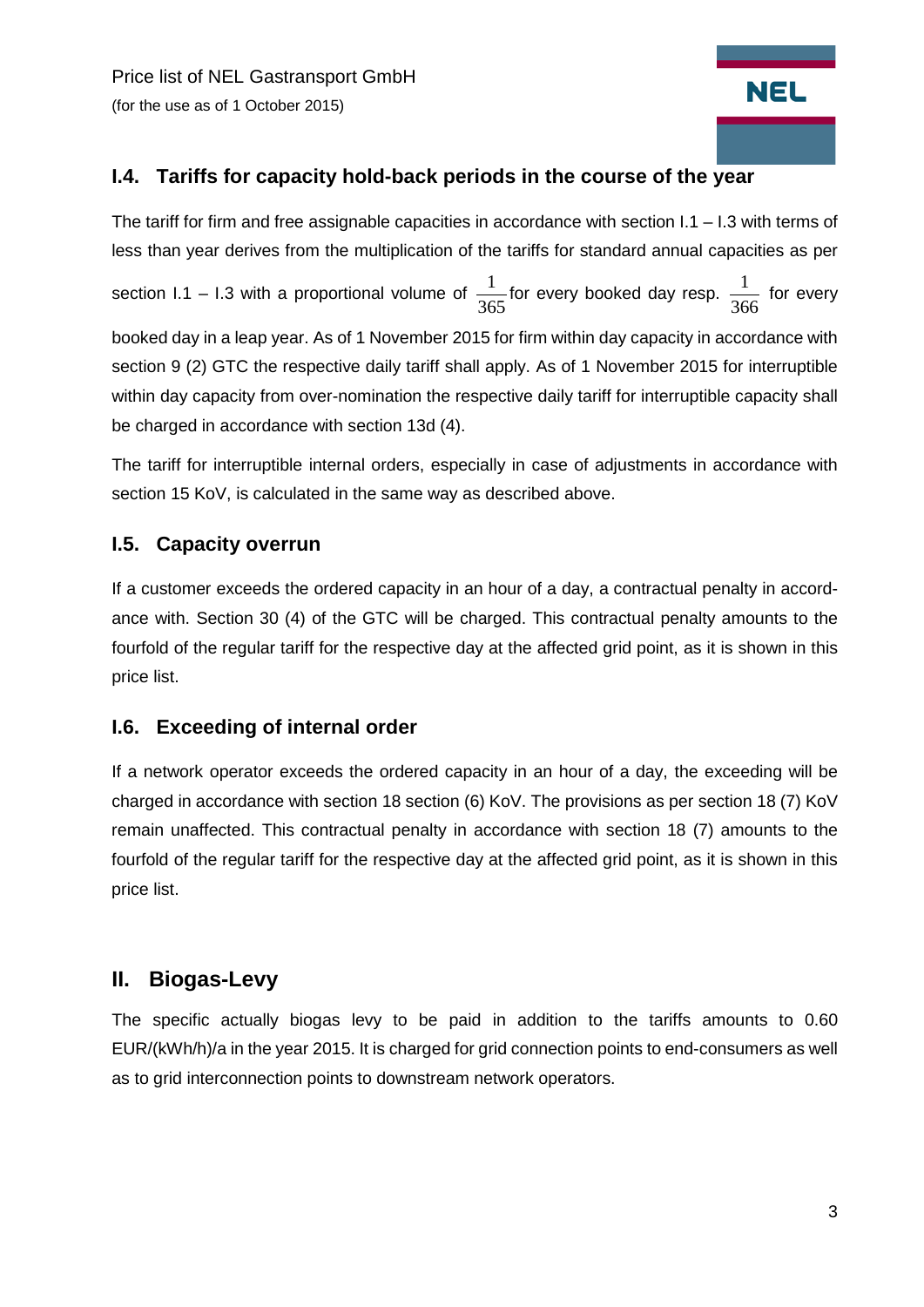## I.4. Tariffs for capacity hold-back periods in the course of the year

The tariff for firm and free assignable capacities in accordance with section I.1 – I.3 with terms of less than year derives from the multiplication of the tariffs for standard annual capacities as per section I.1 – I.3 with a proportional volume of $\frac{1}{365}$ for every booked day resp. $\frac{1}{366}$ for every booked day in a leap year. As of 1 November 2015 for firm within day capacity in accordance with section 9 (2) GTC the respective daily tariff shall apply. As of 1 November 2015 for interruptible within day capacity from over-nomination the respective daily tariff for interruptible capacity shall be charged in accordance with section 13d (4).

The tariff for interruptible internal orders, especially in case of adjustments in accordance with section 15 KoV, is calculated in the same way as described above.

## I.5. Capacity overrun

If a customer exceeds the ordered capacity in an hour of a day, a contractual penalty in accordance with. Section 30 (4) of the GTC will be charged. This contractual penalty amounts to the fourfold of the regular tariff for the respective day at the affected grid point, as it is shown in this price list.

## I.6. Exceeding of internal order

If a network operator exceeds the ordered capacity in an hour of a day, the exceeding will be charged in accordance with section 18 section (6) KoV. The provisions as per section 18 (7) KoV remain unaffected. This contractual penalty in accordance with section 18 (7) amounts to the fourfold of the regular tariff for the respective day at the affected grid point, as it is shown in this price list.

# II. Biogas-Levy

The specific actually biogas levy to be paid in addition to the tariffs amounts to 0.60 EUR/(kWh/h)/a in the year 2015. It is charged for grid connection points to end-consumers as well as to grid interconnection points to downstream network operators.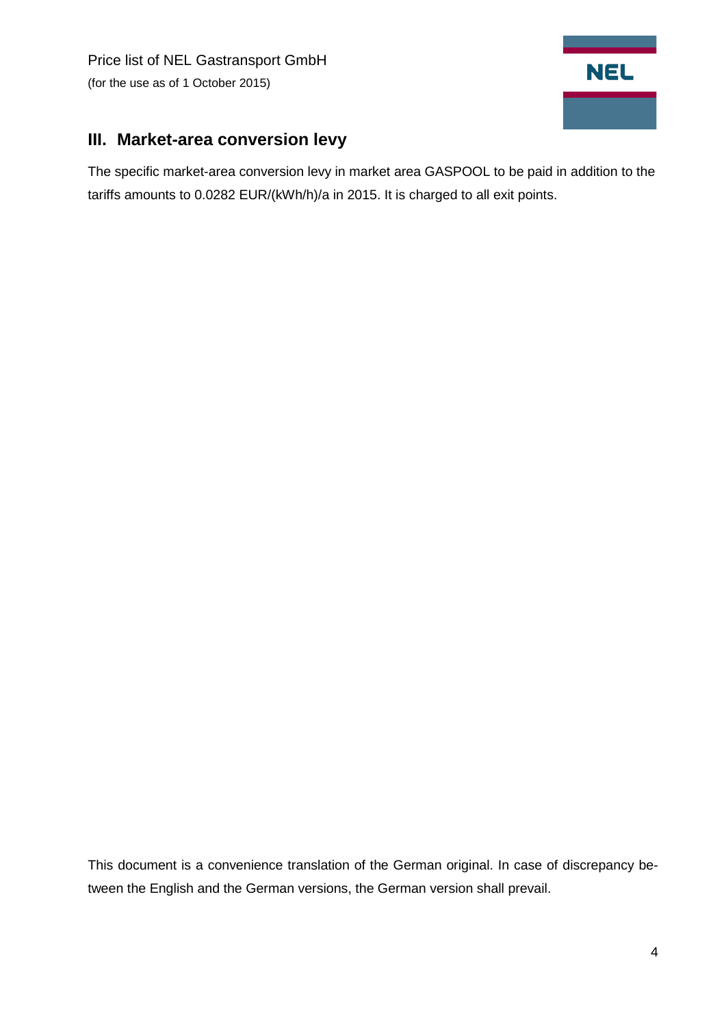## III. Market-area conversion levy

The specific market-area conversion levy in market area GASPOOL to be paid in addition to the tariffs amounts to 0.0282 EUR/(kWh/h)/a in 2015. It is charged to all exit points.

This document is a convenience translation of the German original. In case of discrepancy between the English and the German versions, the German version shall prevail.